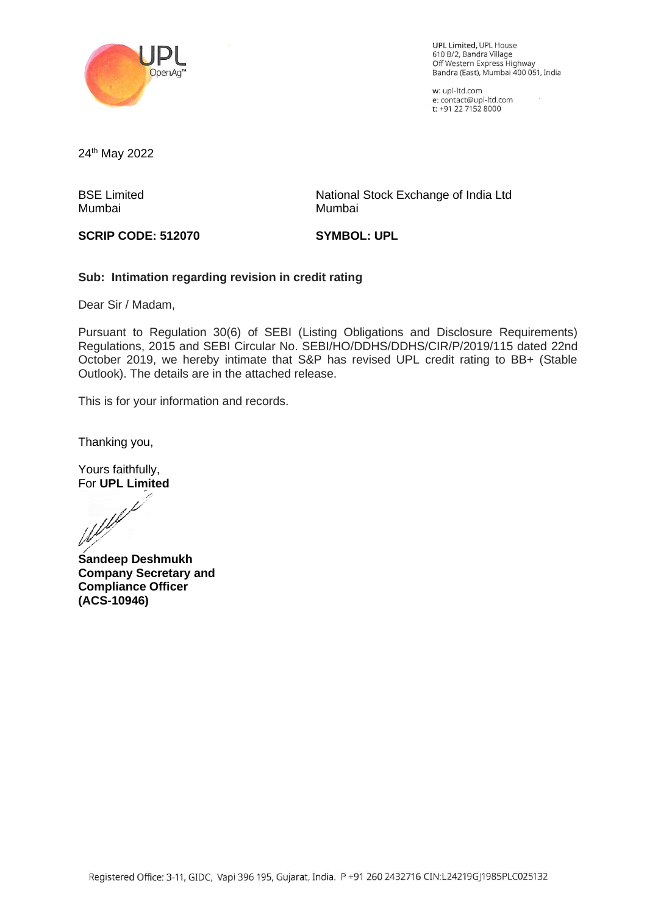UPL Limited, UPL House
610 B/2, Bandra Village
Off Western Express Highway
Bandra (East), Mumbai 400 051, India

w: upl-ltd.com
e: contact@upl-ltd.com
t: +91 22 7152 8000

24th May 2022

| BSE Limited<br>Mumbai | National Stock Exchange of India Ltd<br>Mumbai |
|---|---|
| **SCRIP CODE: 512070** | **SYMBOL: UPL** |

**Sub: Intimation regarding revision in credit rating**

Dear Sir / Madam,

Pursuant to Regulation 30(6) of SEBI (Listing Obligations and Disclosure Requirements) Regulations, 2015 and SEBI Circular No. SEBI/HO/DDHS/DDHS/CIR/P/2019/115 dated 22nd October 2019, we hereby intimate that S&P has revised UPL credit rating to BB+ (Stable Outlook). The details are in the attached release.

This is for your information and records.

Thanking you,

Yours faithfully,
For **UPL Limited**

**Sandeep Deshmukh**
**Company Secretary and Compliance Officer**
**(ACS-10946)**

Registered Office: 3-11, GIDC, Vapi 396 195, Gujarat, India. P +91 260 2432716 CIN:L24219GJ1985PLC025132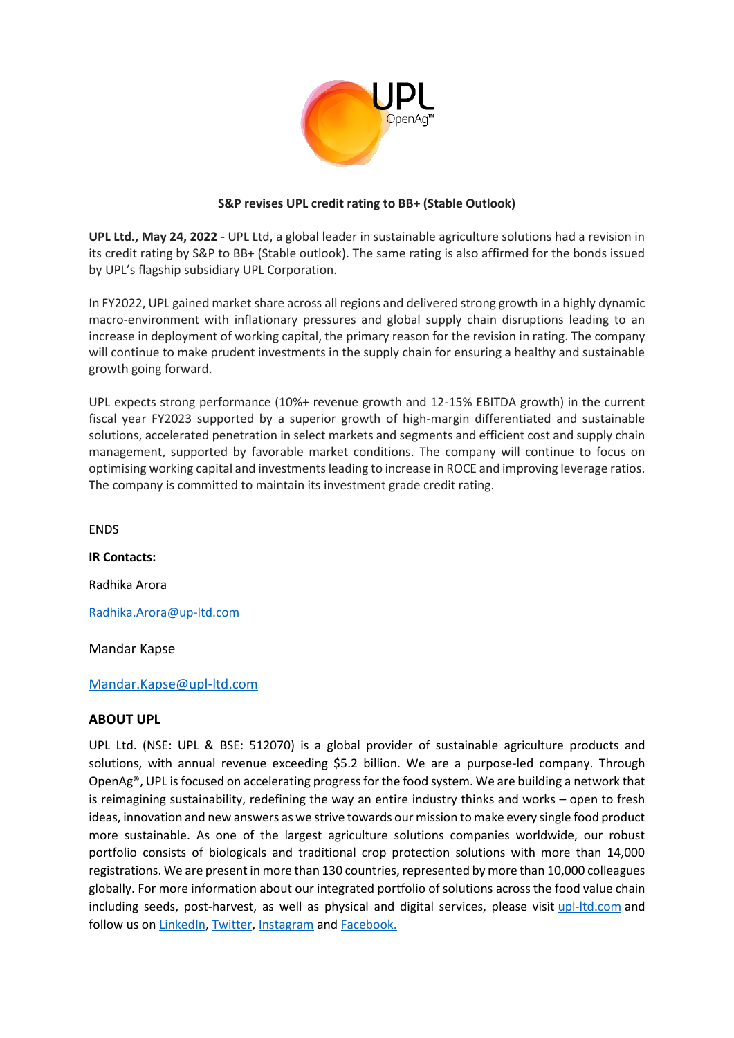**S&P revises UPL credit rating to BB+ (Stable Outlook)**

**UPL Ltd., May 24, 2022** - UPL Ltd, a global leader in sustainable agriculture solutions had a revision in its credit rating by S&P to BB+ (Stable outlook). The same rating is also affirmed for the bonds issued by UPL's flagship subsidiary UPL Corporation.

In FY2022, UPL gained market share across all regions and delivered strong growth in a highly dynamic macro-environment with inflationary pressures and global supply chain disruptions leading to an increase in deployment of working capital, the primary reason for the revision in rating. The company will continue to make prudent investments in the supply chain for ensuring a healthy and sustainable growth going forward.

UPL expects strong performance (10%+ revenue growth and 12-15% EBITDA growth) in the current fiscal year FY2023 supported by a superior growth of high-margin differentiated and sustainable solutions, accelerated penetration in select markets and segments and efficient cost and supply chain management, supported by favorable market conditions. The company will continue to focus on optimising working capital and investments leading to increase in ROCE and improving leverage ratios. The company is committed to maintain its investment grade credit rating.

ENDS

**IR Contacts:**

Radhika Arora

Radhika.Arora@up-ltd.com

Mandar Kapse

Mandar.Kapse@upl-ltd.com

## ABOUT UPL

UPL Ltd. (NSE: UPL & BSE: 512070) is a global provider of sustainable agriculture products and solutions, with annual revenue exceeding $5.2 billion. We are a purpose-led company. Through OpenAg®, UPL is focused on accelerating progress for the food system. We are building a network that is reimagining sustainability, redefining the way an entire industry thinks and works – open to fresh ideas, innovation and new answers as we strive towards our mission to make every single food product more sustainable. As one of the largest agriculture solutions companies worldwide, our robust portfolio consists of biologicals and traditional crop protection solutions with more than 14,000 registrations. We are present in more than 130 countries, represented by more than 10,000 colleagues globally. For more information about our integrated portfolio of solutions across the food value chain including seeds, post-harvest, as well as physical and digital services, please visit upl-ltd.com and follow us on LinkedIn, Twitter, Instagram and Facebook.